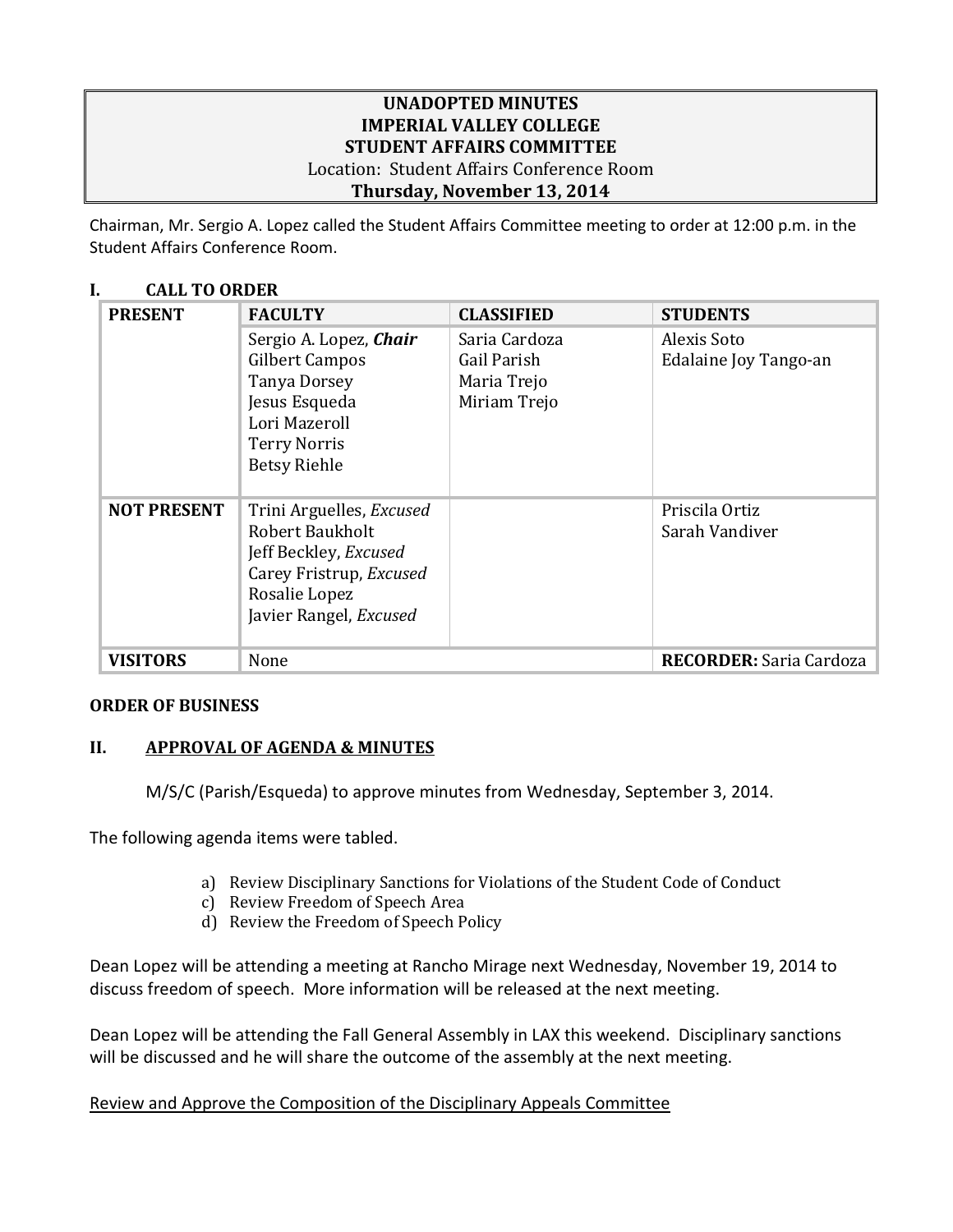**UNADOPTED MINUTES**
**IMPERIAL VALLEY COLLEGE**
**STUDENT AFFAIRS COMMITTEE**
Location: Student Affairs Conference Room
**Thursday, November 13, 2014**

Chairman, Mr. Sergio A. Lopez called the Student Affairs Committee meeting to order at 12:00 p.m. in the Student Affairs Conference Room.

## I. CALL TO ORDER

| PRESENT | FACULTY | CLASSIFIED | STUDENTS |
|---|---|---|---|
| | Sergio A. Lopez, ***Chair***<br>Gilbert Campos<br>Tanya Dorsey<br>Jesus Esqueda<br>Lori Mazeroll<br>Terry Norris<br>Betsy Riehle | Saria Cardoza<br>Gail Parish<br>Maria Trejo<br>Miriam Trejo | Alexis Soto<br>Edalaine Joy Tango-an |
| **NOT PRESENT** | Trini Arguelles, *Excused*<br>Robert Baukholt<br>Jeff Beckley, *Excused*<br>Carey Fristrup, *Excused*<br>Rosalie Lopez<br>Javier Rangel, *Excused* | | Priscila Ortiz<br>Sarah Vandiver |
| **VISITORS** | None | | **RECORDER:** Saria Cardoza |

**ORDER OF BUSINESS**

## II. APPROVAL OF AGENDA & MINUTES

M/S/C (Parish/Esqueda) to approve minutes from Wednesday, September 3, 2014.

The following agenda items were tabled.

a) Review Disciplinary Sanctions for Violations of the Student Code of Conduct
c) Review Freedom of Speech Area
d) Review the Freedom of Speech Policy

Dean Lopez will be attending a meeting at Rancho Mirage next Wednesday, November 19, 2014 to discuss freedom of speech. More information will be released at the next meeting.

Dean Lopez will be attending the Fall General Assembly in LAX this weekend. Disciplinary sanctions will be discussed and he will share the outcome of the assembly at the next meeting.

Review and Approve the Composition of the Disciplinary Appeals Committee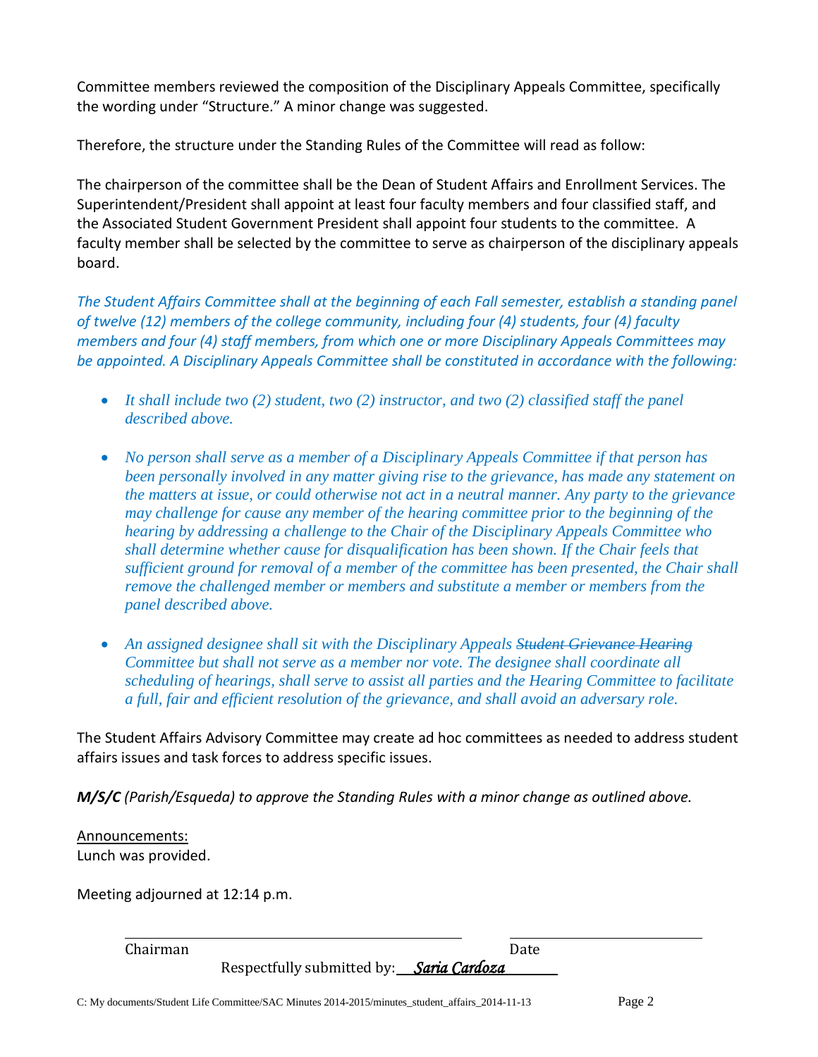Committee members reviewed the composition of the Disciplinary Appeals Committee, specifically the wording under "Structure." A minor change was suggested.

Therefore, the structure under the Standing Rules of the Committee will read as follow:

The chairperson of the committee shall be the Dean of Student Affairs and Enrollment Services. The Superintendent/President shall appoint at least four faculty members and four classified staff, and the Associated Student Government President shall appoint four students to the committee. A faculty member shall be selected by the committee to serve as chairperson of the disciplinary appeals board.

*The Student Affairs Committee shall at the beginning of each Fall semester, establish a standing panel of twelve (12) members of the college community, including four (4) students, four (4) faculty members and four (4) staff members, from which one or more Disciplinary Appeals Committees may be appointed. A Disciplinary Appeals Committee shall be constituted in accordance with the following:*

- *It shall include two (2) student, two (2) instructor, and two (2) classified staff the panel described above.*
- *No person shall serve as a member of a Disciplinary Appeals Committee if that person has been personally involved in any matter giving rise to the grievance, has made any statement on the matters at issue, or could otherwise not act in a neutral manner. Any party to the grievance may challenge for cause any member of the hearing committee prior to the beginning of the hearing by addressing a challenge to the Chair of the Disciplinary Appeals Committee who shall determine whether cause for disqualification has been shown. If the Chair feels that sufficient ground for removal of a member of the committee has been presented, the Chair shall remove the challenged member or members and substitute a member or members from the panel described above.*
- *An assigned designee shall sit with the Disciplinary Appeals ~~Student Grievance Hearing~~ Committee but shall not serve as a member nor vote. The designee shall coordinate all scheduling of hearings, shall serve to assist all parties and the Hearing Committee to facilitate a full, fair and efficient resolution of the grievance, and shall avoid an adversary role.*

The Student Affairs Advisory Committee may create ad hoc committees as needed to address student affairs issues and task forces to address specific issues.

***M/S/C*** *(Parish/Esqueda) to approve the Standing Rules with a minor change as outlined above.*

Announcements:
Lunch was provided.

Meeting adjourned at 12:14 p.m.

Chairman _______________ Date _______________

Respectfully submitted by: *Saria Cardoza*

C: My documents/Student Life Committee/SAC Minutes 2014-2015/minutes_student_affairs_2014-11-13